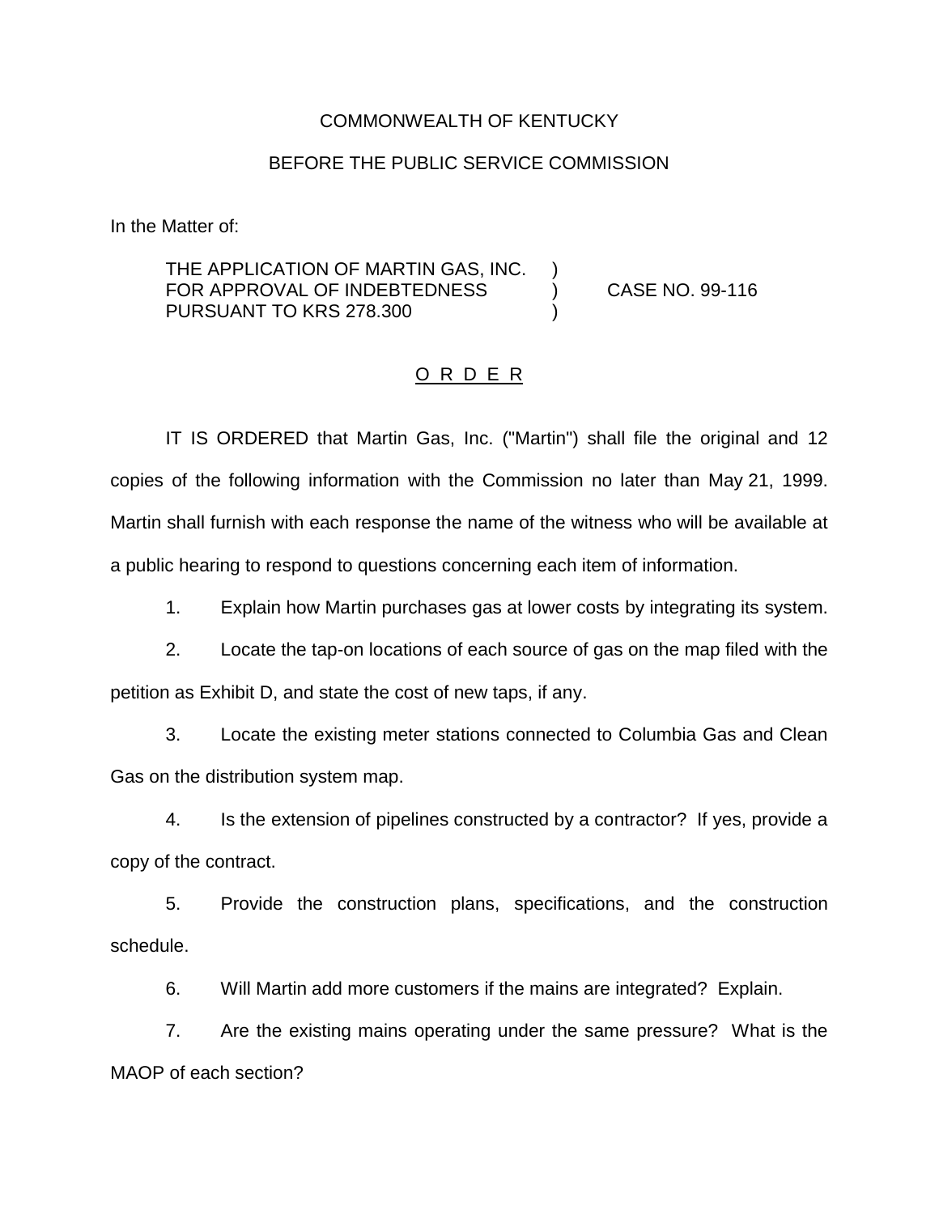COMMONWEALTH OF KENTUCKY

BEFORE THE PUBLIC SERVICE COMMISSION

In the Matter of:

THE APPLICATION OF MARTIN GAS, INC. )
FOR APPROVAL OF INDEBTEDNESS ) CASE NO. 99-116
PURSUANT TO KRS 278.300 )

## O R D E R

IT IS ORDERED that Martin Gas, Inc. ("Martin") shall file the original and 12 copies of the following information with the Commission no later than May 21, 1999. Martin shall furnish with each response the name of the witness who will be available at a public hearing to respond to questions concerning each item of information.

1. Explain how Martin purchases gas at lower costs by integrating its system.

2. Locate the tap-on locations of each source of gas on the map filed with the petition as Exhibit D, and state the cost of new taps, if any.

3. Locate the existing meter stations connected to Columbia Gas and Clean Gas on the distribution system map.

4. Is the extension of pipelines constructed by a contractor? If yes, provide a copy of the contract.

5. Provide the construction plans, specifications, and the construction schedule.

6. Will Martin add more customers if the mains are integrated? Explain.

7. Are the existing mains operating under the same pressure? What is the MAOP of each section?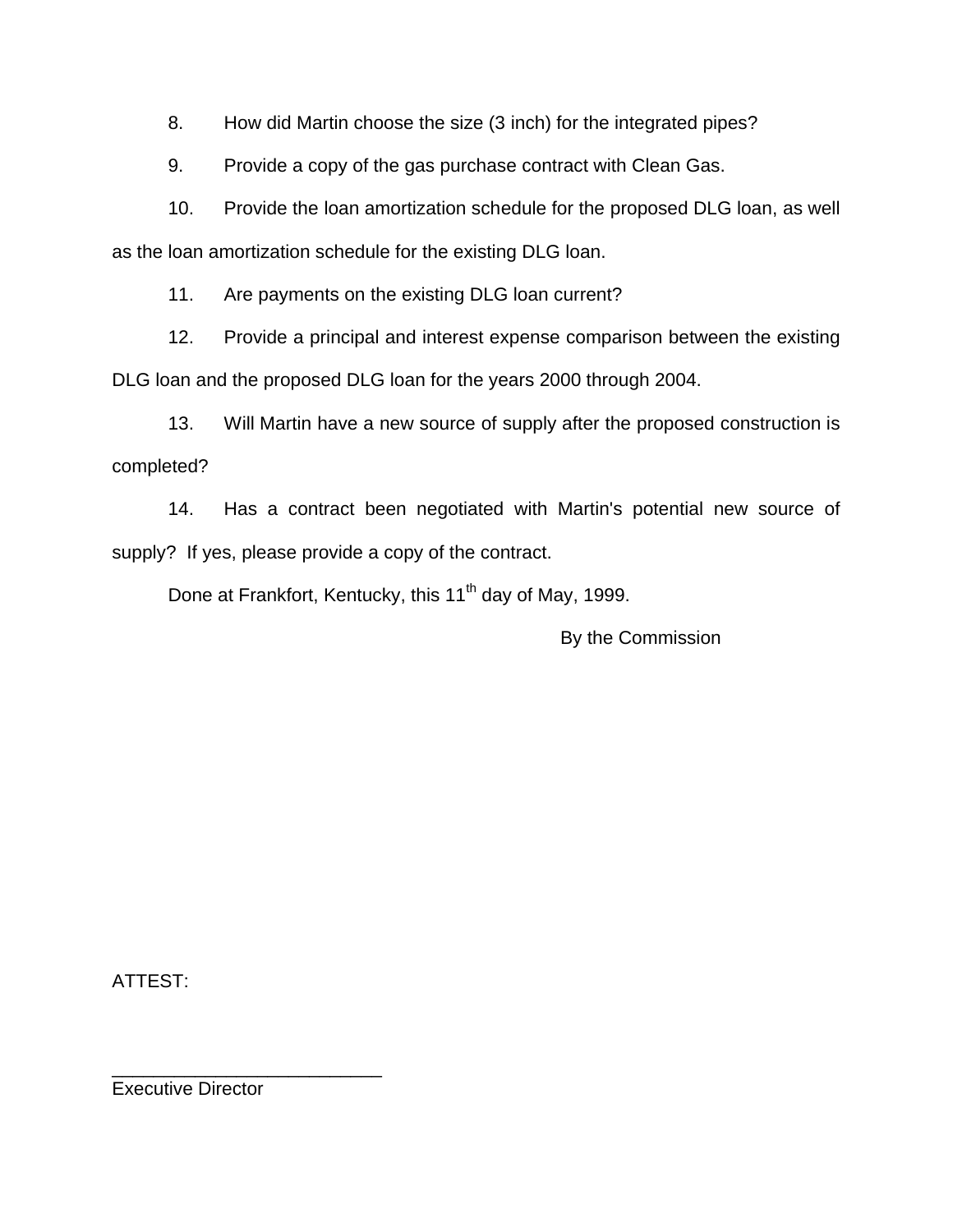8. How did Martin choose the size (3 inch) for the integrated pipes?

9. Provide a copy of the gas purchase contract with Clean Gas.

10. Provide the loan amortization schedule for the proposed DLG loan, as well as the loan amortization schedule for the existing DLG loan.

11. Are payments on the existing DLG loan current?

12. Provide a principal and interest expense comparison between the existing DLG loan and the proposed DLG loan for the years 2000 through 2004.

13. Will Martin have a new source of supply after the proposed construction is completed?

14. Has a contract been negotiated with Martin's potential new source of supply? If yes, please provide a copy of the contract.

Done at Frankfort, Kentucky, this 11th day of May, 1999.

By the Commission

ATTEST:

___________________________
Executive Director